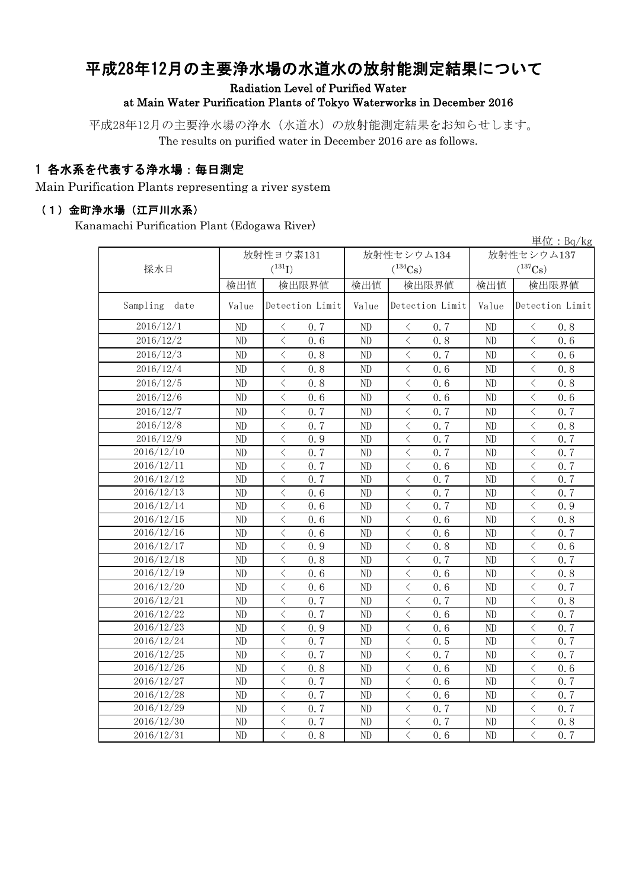# 平成28年12月の主要浄水場の水道水の放射能測定結果について

**Radiation Level of Purified Water at Main Water Purification Plants of Tokyo Waterworks in December 2016**

平成28年12月の主要浄水場の浄水（水道水）の放射能測定結果をお知らせします。
The results on purified water in December 2016 are as follows.

## 1 各水系を代表する浄水場：毎日測定

Main Purification Plants representing a river system

### （1）金町浄水場（江戸川水系）

Kanamachi Purification Plant (Edogawa River)

単位：Bq/kg

| 採水日 | 放射性ヨウ素131 ($^{131}$I) | | 放射性セシウム134 ($^{134}$Cs) | | 放射性セシウム137 ($^{137}$Cs) | |
|---|---|---|---|---|---|---|
| | 検出値 | 検出限界値 | 検出値 | 検出限界値 | 検出値 | 検出限界値 |
| Sampling date | Value | Detection Limit | Value | Detection Limit | Value | Detection Limit |
| 2016/12/1 | ND | ＜ 0.7 | ND | ＜ 0.7 | ND | ＜ 0.8 |
| 2016/12/2 | ND | ＜ 0.6 | ND | ＜ 0.8 | ND | ＜ 0.6 |
| 2016/12/3 | ND | ＜ 0.8 | ND | ＜ 0.7 | ND | ＜ 0.6 |
| 2016/12/4 | ND | ＜ 0.8 | ND | ＜ 0.6 | ND | ＜ 0.8 |
| 2016/12/5 | ND | ＜ 0.8 | ND | ＜ 0.6 | ND | ＜ 0.8 |
| 2016/12/6 | ND | ＜ 0.6 | ND | ＜ 0.6 | ND | ＜ 0.6 |
| 2016/12/7 | ND | ＜ 0.7 | ND | ＜ 0.7 | ND | ＜ 0.7 |
| 2016/12/8 | ND | ＜ 0.7 | ND | ＜ 0.7 | ND | ＜ 0.8 |
| 2016/12/9 | ND | ＜ 0.9 | ND | ＜ 0.7 | ND | ＜ 0.7 |
| 2016/12/10 | ND | ＜ 0.7 | ND | ＜ 0.7 | ND | ＜ 0.7 |
| 2016/12/11 | ND | ＜ 0.7 | ND | ＜ 0.6 | ND | ＜ 0.7 |
| 2016/12/12 | ND | ＜ 0.7 | ND | ＜ 0.7 | ND | ＜ 0.7 |
| 2016/12/13 | ND | ＜ 0.6 | ND | ＜ 0.7 | ND | ＜ 0.7 |
| 2016/12/14 | ND | ＜ 0.6 | ND | ＜ 0.7 | ND | ＜ 0.9 |
| 2016/12/15 | ND | ＜ 0.6 | ND | ＜ 0.6 | ND | ＜ 0.8 |
| 2016/12/16 | ND | ＜ 0.6 | ND | ＜ 0.6 | ND | ＜ 0.7 |
| 2016/12/17 | ND | ＜ 0.9 | ND | ＜ 0.8 | ND | ＜ 0.6 |
| 2016/12/18 | ND | ＜ 0.8 | ND | ＜ 0.7 | ND | ＜ 0.7 |
| 2016/12/19 | ND | ＜ 0.6 | ND | ＜ 0.6 | ND | ＜ 0.8 |
| 2016/12/20 | ND | ＜ 0.6 | ND | ＜ 0.6 | ND | ＜ 0.7 |
| 2016/12/21 | ND | ＜ 0.7 | ND | ＜ 0.7 | ND | ＜ 0.8 |
| 2016/12/22 | ND | ＜ 0.7 | ND | ＜ 0.6 | ND | ＜ 0.7 |
| 2016/12/23 | ND | ＜ 0.9 | ND | ＜ 0.6 | ND | ＜ 0.7 |
| 2016/12/24 | ND | ＜ 0.7 | ND | ＜ 0.5 | ND | ＜ 0.7 |
| 2016/12/25 | ND | ＜ 0.7 | ND | ＜ 0.7 | ND | ＜ 0.7 |
| 2016/12/26 | ND | ＜ 0.8 | ND | ＜ 0.6 | ND | ＜ 0.6 |
| 2016/12/27 | ND | ＜ 0.7 | ND | ＜ 0.6 | ND | ＜ 0.7 |
| 2016/12/28 | ND | ＜ 0.7 | ND | ＜ 0.6 | ND | ＜ 0.7 |
| 2016/12/29 | ND | ＜ 0.7 | ND | ＜ 0.7 | ND | ＜ 0.7 |
| 2016/12/30 | ND | ＜ 0.7 | ND | ＜ 0.7 | ND | ＜ 0.8 |
| 2016/12/31 | ND | ＜ 0.8 | ND | ＜ 0.6 | ND | ＜ 0.7 |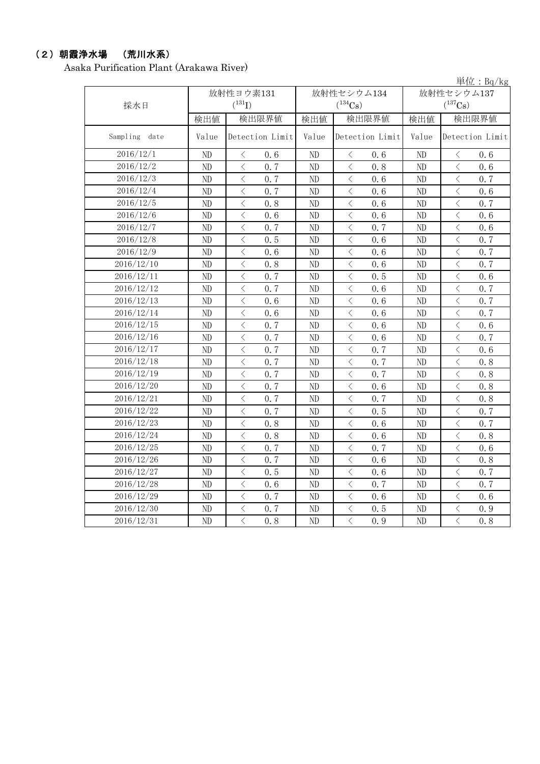## （2）朝霞浄水場　（荒川水系）

Asaka Purification Plant (Arakawa River)

単位：Bq/kg

| 採水日 | 放射性ヨウ素131 ($^{131}I$) | | 放射性セシウム134 ($^{134}Cs$) | | 放射性セシウム137 ($^{137}Cs$) | |
|---|---|---|---|---|---|---|
| | 検出値 | 検出限界値 | 検出値 | 検出限界値 | 検出値 | 検出限界値 |
| Sampling date | Value | Detection Limit | Value | Detection Limit | Value | Detection Limit |
| 2016/12/1 | ND | ＜ 0.6 | ND | ＜ 0.6 | ND | ＜ 0.6 |
| 2016/12/2 | ND | ＜ 0.7 | ND | ＜ 0.8 | ND | ＜ 0.6 |
| 2016/12/3 | ND | ＜ 0.7 | ND | ＜ 0.6 | ND | ＜ 0.7 |
| 2016/12/4 | ND | ＜ 0.7 | ND | ＜ 0.6 | ND | ＜ 0.6 |
| 2016/12/5 | ND | ＜ 0.8 | ND | ＜ 0.6 | ND | ＜ 0.7 |
| 2016/12/6 | ND | ＜ 0.6 | ND | ＜ 0.6 | ND | ＜ 0.6 |
| 2016/12/7 | ND | ＜ 0.7 | ND | ＜ 0.7 | ND | ＜ 0.6 |
| 2016/12/8 | ND | ＜ 0.5 | ND | ＜ 0.6 | ND | ＜ 0.7 |
| 2016/12/9 | ND | ＜ 0.6 | ND | ＜ 0.6 | ND | ＜ 0.7 |
| 2016/12/10 | ND | ＜ 0.8 | ND | ＜ 0.6 | ND | ＜ 0.7 |
| 2016/12/11 | ND | ＜ 0.7 | ND | ＜ 0.5 | ND | ＜ 0.6 |
| 2016/12/12 | ND | ＜ 0.7 | ND | ＜ 0.6 | ND | ＜ 0.7 |
| 2016/12/13 | ND | ＜ 0.6 | ND | ＜ 0.6 | ND | ＜ 0.7 |
| 2016/12/14 | ND | ＜ 0.6 | ND | ＜ 0.6 | ND | ＜ 0.7 |
| 2016/12/15 | ND | ＜ 0.7 | ND | ＜ 0.6 | ND | ＜ 0.6 |
| 2016/12/16 | ND | ＜ 0.7 | ND | ＜ 0.6 | ND | ＜ 0.7 |
| 2016/12/17 | ND | ＜ 0.7 | ND | ＜ 0.7 | ND | ＜ 0.6 |
| 2016/12/18 | ND | ＜ 0.7 | ND | ＜ 0.7 | ND | ＜ 0.8 |
| 2016/12/19 | ND | ＜ 0.7 | ND | ＜ 0.7 | ND | ＜ 0.8 |
| 2016/12/20 | ND | ＜ 0.7 | ND | ＜ 0.6 | ND | ＜ 0.8 |
| 2016/12/21 | ND | ＜ 0.7 | ND | ＜ 0.7 | ND | ＜ 0.8 |
| 2016/12/22 | ND | ＜ 0.7 | ND | ＜ 0.5 | ND | ＜ 0.7 |
| 2016/12/23 | ND | ＜ 0.8 | ND | ＜ 0.6 | ND | ＜ 0.7 |
| 2016/12/24 | ND | ＜ 0.8 | ND | ＜ 0.6 | ND | ＜ 0.8 |
| 2016/12/25 | ND | ＜ 0.7 | ND | ＜ 0.7 | ND | ＜ 0.6 |
| 2016/12/26 | ND | ＜ 0.7 | ND | ＜ 0.6 | ND | ＜ 0.8 |
| 2016/12/27 | ND | ＜ 0.5 | ND | ＜ 0.6 | ND | ＜ 0.7 |
| 2016/12/28 | ND | ＜ 0.6 | ND | ＜ 0.7 | ND | ＜ 0.7 |
| 2016/12/29 | ND | ＜ 0.7 | ND | ＜ 0.6 | ND | ＜ 0.6 |
| 2016/12/30 | ND | ＜ 0.7 | ND | ＜ 0.5 | ND | ＜ 0.9 |
| 2016/12/31 | ND | ＜ 0.8 | ND | ＜ 0.9 | ND | ＜ 0.8 |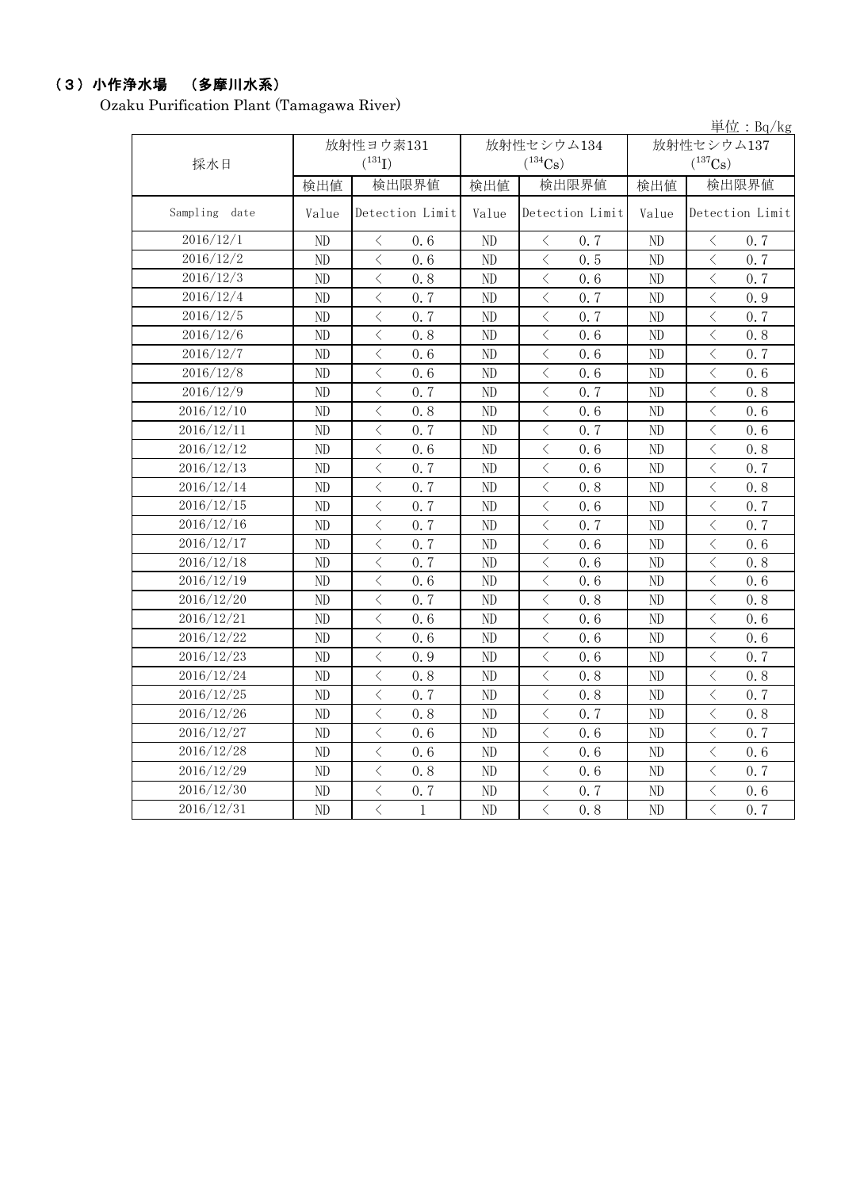## （3）小作浄水場　（多摩川水系）

Ozaku Purification Plant (Tamagawa River)

単位：Bq/kg

| 採水日 | 放射性ヨウ素131 ($^{131}I$) | | 放射性セシウム134 ($^{134}Cs$) | | 放射性セシウム137 ($^{137}Cs$) | |
|---|---|---|---|---|---|---|
| | 検出値 | 検出限界値 | 検出値 | 検出限界値 | 検出値 | 検出限界値 |
| Sampling date | Value | Detection Limit | Value | Detection Limit | Value | Detection Limit |
| 2016/12/1 | ND | ＜ 0.6 | ND | ＜ 0.7 | ND | ＜ 0.7 |
| 2016/12/2 | ND | ＜ 0.6 | ND | ＜ 0.5 | ND | ＜ 0.7 |
| 2016/12/3 | ND | ＜ 0.8 | ND | ＜ 0.6 | ND | ＜ 0.7 |
| 2016/12/4 | ND | ＜ 0.7 | ND | ＜ 0.7 | ND | ＜ 0.9 |
| 2016/12/5 | ND | ＜ 0.7 | ND | ＜ 0.7 | ND | ＜ 0.7 |
| 2016/12/6 | ND | ＜ 0.8 | ND | ＜ 0.6 | ND | ＜ 0.8 |
| 2016/12/7 | ND | ＜ 0.6 | ND | ＜ 0.6 | ND | ＜ 0.7 |
| 2016/12/8 | ND | ＜ 0.6 | ND | ＜ 0.6 | ND | ＜ 0.6 |
| 2016/12/9 | ND | ＜ 0.7 | ND | ＜ 0.7 | ND | ＜ 0.8 |
| 2016/12/10 | ND | ＜ 0.8 | ND | ＜ 0.6 | ND | ＜ 0.6 |
| 2016/12/11 | ND | ＜ 0.7 | ND | ＜ 0.7 | ND | ＜ 0.6 |
| 2016/12/12 | ND | ＜ 0.6 | ND | ＜ 0.6 | ND | ＜ 0.8 |
| 2016/12/13 | ND | ＜ 0.7 | ND | ＜ 0.6 | ND | ＜ 0.7 |
| 2016/12/14 | ND | ＜ 0.7 | ND | ＜ 0.8 | ND | ＜ 0.8 |
| 2016/12/15 | ND | ＜ 0.7 | ND | ＜ 0.6 | ND | ＜ 0.7 |
| 2016/12/16 | ND | ＜ 0.7 | ND | ＜ 0.7 | ND | ＜ 0.7 |
| 2016/12/17 | ND | ＜ 0.7 | ND | ＜ 0.6 | ND | ＜ 0.6 |
| 2016/12/18 | ND | ＜ 0.7 | ND | ＜ 0.6 | ND | ＜ 0.8 |
| 2016/12/19 | ND | ＜ 0.6 | ND | ＜ 0.6 | ND | ＜ 0.6 |
| 2016/12/20 | ND | ＜ 0.7 | ND | ＜ 0.8 | ND | ＜ 0.8 |
| 2016/12/21 | ND | ＜ 0.6 | ND | ＜ 0.6 | ND | ＜ 0.6 |
| 2016/12/22 | ND | ＜ 0.6 | ND | ＜ 0.6 | ND | ＜ 0.6 |
| 2016/12/23 | ND | ＜ 0.9 | ND | ＜ 0.6 | ND | ＜ 0.7 |
| 2016/12/24 | ND | ＜ 0.8 | ND | ＜ 0.8 | ND | ＜ 0.8 |
| 2016/12/25 | ND | ＜ 0.7 | ND | ＜ 0.8 | ND | ＜ 0.7 |
| 2016/12/26 | ND | ＜ 0.8 | ND | ＜ 0.7 | ND | ＜ 0.8 |
| 2016/12/27 | ND | ＜ 0.6 | ND | ＜ 0.6 | ND | ＜ 0.7 |
| 2016/12/28 | ND | ＜ 0.6 | ND | ＜ 0.6 | ND | ＜ 0.6 |
| 2016/12/29 | ND | ＜ 0.8 | ND | ＜ 0.6 | ND | ＜ 0.7 |
| 2016/12/30 | ND | ＜ 0.7 | ND | ＜ 0.7 | ND | ＜ 0.6 |
| 2016/12/31 | ND | ＜ 1 | ND | ＜ 0.8 | ND | ＜ 0.7 |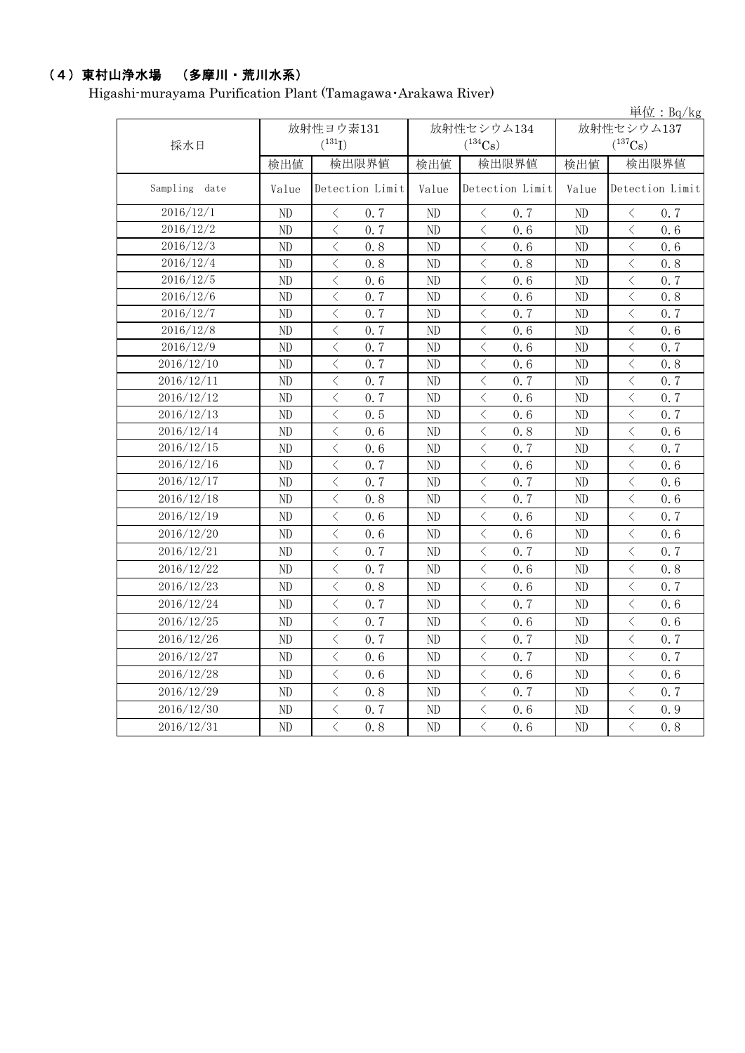## （4）東村山浄水場　（多摩川・荒川水系）

Higashi-murayama Purification Plant (Tamagawa･Arakawa River)

単位：Bq/kg

| 採水日 | 放射性ヨウ素131 ($^{131}I$) | | 放射性セシウム134 ($^{134}Cs$) | | 放射性セシウム137 ($^{137}Cs$) | |
|---|---|---|---|---|---|---|
| | 検出値 | 検出限界値 | 検出値 | 検出限界値 | 検出値 | 検出限界値 |
| Sampling date | Value | Detection Limit | Value | Detection Limit | Value | Detection Limit |
| 2016/12/1 | ND | ＜ 0.7 | ND | ＜ 0.7 | ND | ＜ 0.7 |
| 2016/12/2 | ND | ＜ 0.7 | ND | ＜ 0.6 | ND | ＜ 0.6 |
| 2016/12/3 | ND | ＜ 0.8 | ND | ＜ 0.6 | ND | ＜ 0.6 |
| 2016/12/4 | ND | ＜ 0.8 | ND | ＜ 0.8 | ND | ＜ 0.8 |
| 2016/12/5 | ND | ＜ 0.6 | ND | ＜ 0.6 | ND | ＜ 0.7 |
| 2016/12/6 | ND | ＜ 0.7 | ND | ＜ 0.6 | ND | ＜ 0.8 |
| 2016/12/7 | ND | ＜ 0.7 | ND | ＜ 0.7 | ND | ＜ 0.7 |
| 2016/12/8 | ND | ＜ 0.7 | ND | ＜ 0.6 | ND | ＜ 0.6 |
| 2016/12/9 | ND | ＜ 0.7 | ND | ＜ 0.6 | ND | ＜ 0.7 |
| 2016/12/10 | ND | ＜ 0.7 | ND | ＜ 0.6 | ND | ＜ 0.8 |
| 2016/12/11 | ND | ＜ 0.7 | ND | ＜ 0.7 | ND | ＜ 0.7 |
| 2016/12/12 | ND | ＜ 0.7 | ND | ＜ 0.6 | ND | ＜ 0.7 |
| 2016/12/13 | ND | ＜ 0.5 | ND | ＜ 0.6 | ND | ＜ 0.7 |
| 2016/12/14 | ND | ＜ 0.6 | ND | ＜ 0.8 | ND | ＜ 0.6 |
| 2016/12/15 | ND | ＜ 0.6 | ND | ＜ 0.7 | ND | ＜ 0.7 |
| 2016/12/16 | ND | ＜ 0.7 | ND | ＜ 0.6 | ND | ＜ 0.6 |
| 2016/12/17 | ND | ＜ 0.7 | ND | ＜ 0.7 | ND | ＜ 0.6 |
| 2016/12/18 | ND | ＜ 0.8 | ND | ＜ 0.7 | ND | ＜ 0.6 |
| 2016/12/19 | ND | ＜ 0.6 | ND | ＜ 0.6 | ND | ＜ 0.7 |
| 2016/12/20 | ND | ＜ 0.6 | ND | ＜ 0.6 | ND | ＜ 0.6 |
| 2016/12/21 | ND | ＜ 0.7 | ND | ＜ 0.7 | ND | ＜ 0.7 |
| 2016/12/22 | ND | ＜ 0.7 | ND | ＜ 0.6 | ND | ＜ 0.8 |
| 2016/12/23 | ND | ＜ 0.8 | ND | ＜ 0.6 | ND | ＜ 0.7 |
| 2016/12/24 | ND | ＜ 0.7 | ND | ＜ 0.7 | ND | ＜ 0.6 |
| 2016/12/25 | ND | ＜ 0.7 | ND | ＜ 0.6 | ND | ＜ 0.6 |
| 2016/12/26 | ND | ＜ 0.7 | ND | ＜ 0.7 | ND | ＜ 0.7 |
| 2016/12/27 | ND | ＜ 0.6 | ND | ＜ 0.7 | ND | ＜ 0.7 |
| 2016/12/28 | ND | ＜ 0.6 | ND | ＜ 0.6 | ND | ＜ 0.6 |
| 2016/12/29 | ND | ＜ 0.8 | ND | ＜ 0.7 | ND | ＜ 0.7 |
| 2016/12/30 | ND | ＜ 0.7 | ND | ＜ 0.6 | ND | ＜ 0.9 |
| 2016/12/31 | ND | ＜ 0.8 | ND | ＜ 0.6 | ND | ＜ 0.8 |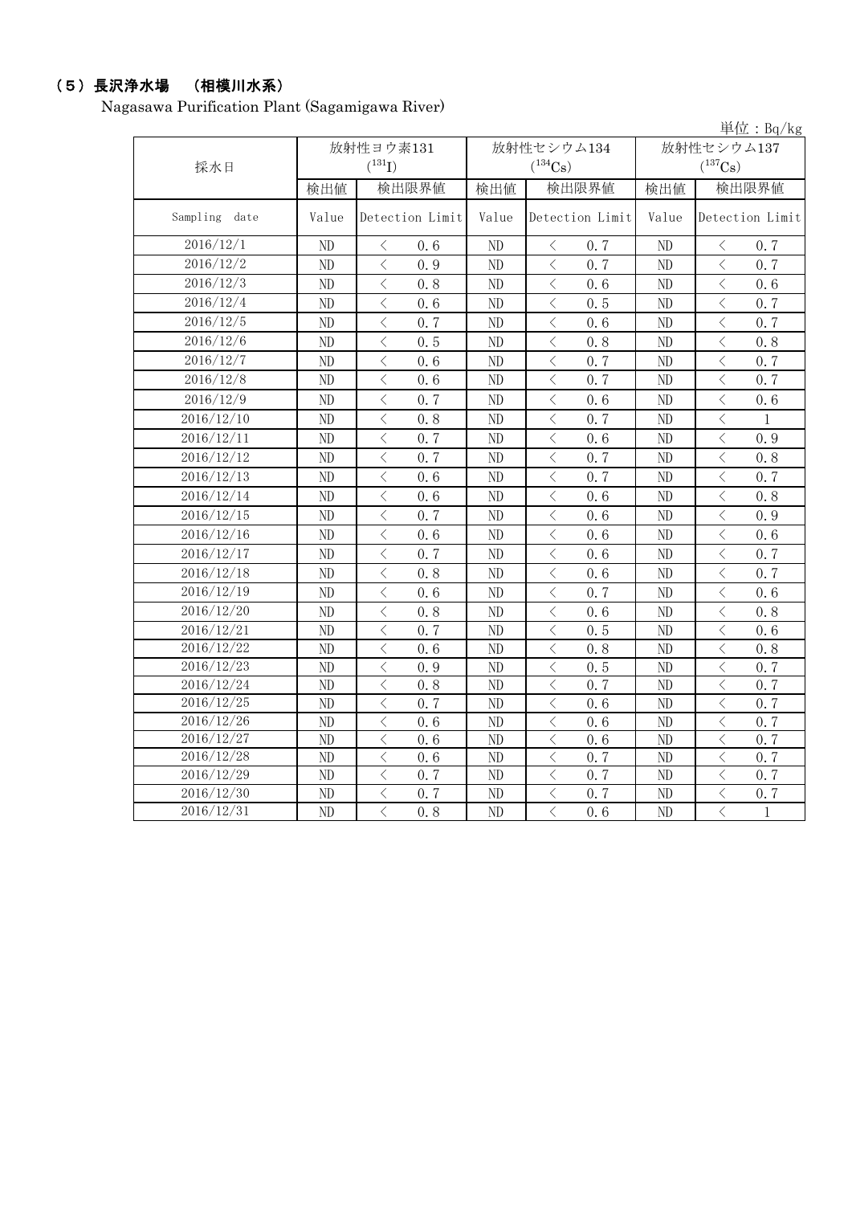## （5）長沢浄水場　（相模川水系）

Nagasawa Purification Plant (Sagamigawa River)

単位：Bq/kg

| 採水日 | 放射性ヨウ素131 ($^{131}I$) | | 放射性セシウム134 ($^{134}Cs$) | | 放射性セシウム137 ($^{137}Cs$) | |
|---|---|---|---|---|---|---|
| | 検出値 | 検出限界値 | 検出値 | 検出限界値 | 検出値 | 検出限界値 |
| Sampling date | Value | Detection Limit | Value | Detection Limit | Value | Detection Limit |
| 2016/12/1 | ND | ＜ 0.6 | ND | ＜ 0.7 | ND | ＜ 0.7 |
| 2016/12/2 | ND | ＜ 0.9 | ND | ＜ 0.7 | ND | ＜ 0.7 |
| 2016/12/3 | ND | ＜ 0.8 | ND | ＜ 0.6 | ND | ＜ 0.6 |
| 2016/12/4 | ND | ＜ 0.6 | ND | ＜ 0.5 | ND | ＜ 0.7 |
| 2016/12/5 | ND | ＜ 0.7 | ND | ＜ 0.6 | ND | ＜ 0.7 |
| 2016/12/6 | ND | ＜ 0.5 | ND | ＜ 0.8 | ND | ＜ 0.8 |
| 2016/12/7 | ND | ＜ 0.6 | ND | ＜ 0.7 | ND | ＜ 0.7 |
| 2016/12/8 | ND | ＜ 0.6 | ND | ＜ 0.7 | ND | ＜ 0.7 |
| 2016/12/9 | ND | ＜ 0.7 | ND | ＜ 0.6 | ND | ＜ 0.6 |
| 2016/12/10 | ND | ＜ 0.8 | ND | ＜ 0.7 | ND | ＜ 1 |
| 2016/12/11 | ND | ＜ 0.7 | ND | ＜ 0.6 | ND | ＜ 0.9 |
| 2016/12/12 | ND | ＜ 0.7 | ND | ＜ 0.7 | ND | ＜ 0.8 |
| 2016/12/13 | ND | ＜ 0.6 | ND | ＜ 0.7 | ND | ＜ 0.7 |
| 2016/12/14 | ND | ＜ 0.6 | ND | ＜ 0.6 | ND | ＜ 0.8 |
| 2016/12/15 | ND | ＜ 0.7 | ND | ＜ 0.6 | ND | ＜ 0.9 |
| 2016/12/16 | ND | ＜ 0.6 | ND | ＜ 0.6 | ND | ＜ 0.6 |
| 2016/12/17 | ND | ＜ 0.7 | ND | ＜ 0.6 | ND | ＜ 0.7 |
| 2016/12/18 | ND | ＜ 0.8 | ND | ＜ 0.6 | ND | ＜ 0.7 |
| 2016/12/19 | ND | ＜ 0.6 | ND | ＜ 0.7 | ND | ＜ 0.6 |
| 2016/12/20 | ND | ＜ 0.8 | ND | ＜ 0.6 | ND | ＜ 0.8 |
| 2016/12/21 | ND | ＜ 0.7 | ND | ＜ 0.5 | ND | ＜ 0.6 |
| 2016/12/22 | ND | ＜ 0.6 | ND | ＜ 0.8 | ND | ＜ 0.8 |
| 2016/12/23 | ND | ＜ 0.9 | ND | ＜ 0.5 | ND | ＜ 0.7 |
| 2016/12/24 | ND | ＜ 0.8 | ND | ＜ 0.7 | ND | ＜ 0.7 |
| 2016/12/25 | ND | ＜ 0.7 | ND | ＜ 0.6 | ND | ＜ 0.7 |
| 2016/12/26 | ND | ＜ 0.6 | ND | ＜ 0.6 | ND | ＜ 0.7 |
| 2016/12/27 | ND | ＜ 0.6 | ND | ＜ 0.6 | ND | ＜ 0.7 |
| 2016/12/28 | ND | ＜ 0.6 | ND | ＜ 0.7 | ND | ＜ 0.7 |
| 2016/12/29 | ND | ＜ 0.7 | ND | ＜ 0.7 | ND | ＜ 0.7 |
| 2016/12/30 | ND | ＜ 0.7 | ND | ＜ 0.7 | ND | ＜ 0.7 |
| 2016/12/31 | ND | ＜ 0.8 | ND | ＜ 0.6 | ND | ＜ 1 |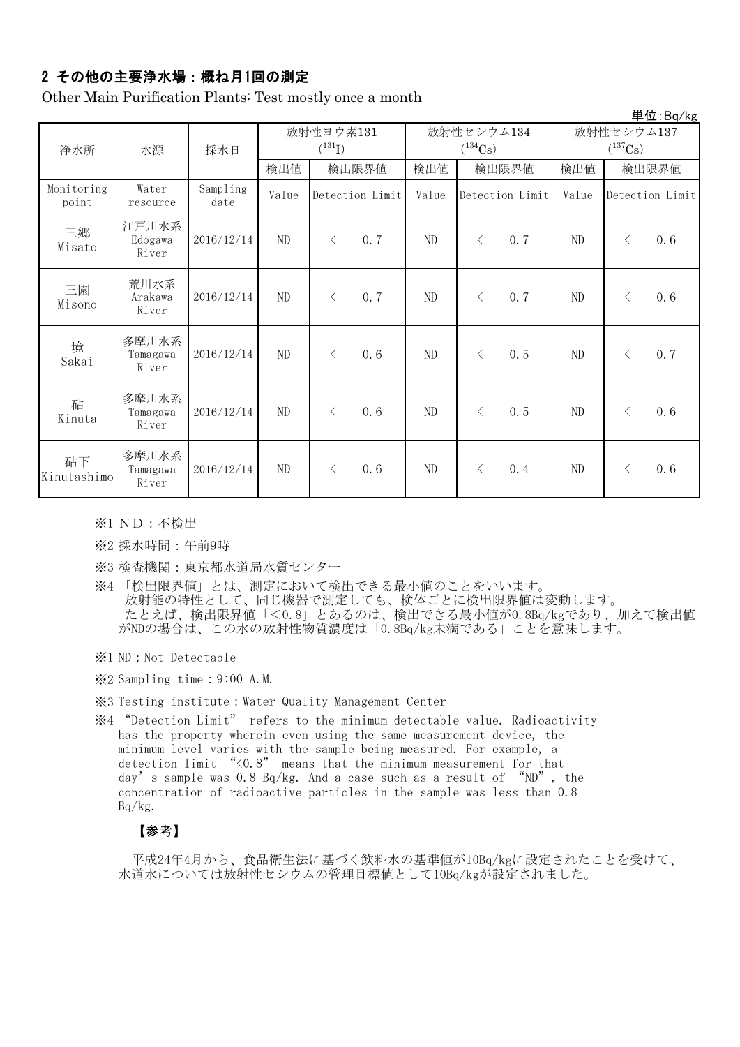## 2 その他の主要浄水場：概ね月1回の測定

Other Main Purification Plants: Test mostly once a month

単位:Bq/kg

| 浄水所 | 水源 | 採水日 | 放射性ヨウ素131 ($^{131}I$) | | 放射性セシウム134 ($^{134}Cs$) | | 放射性セシウム137 ($^{137}Cs$) | |
|---|---|---|---|---|---|---|---|---|
| | | | 検出値 | 検出限界値 | 検出値 | 検出限界値 | 検出値 | 検出限界値 |
| Monitoring point | Water resource | Sampling date | Value | Detection Limit | Value | Detection Limit | Value | Detection Limit |
| 三郷 Misato | 江戸川水系 Edogawa River | 2016/12/14 | ND | < 0.7 | ND | < 0.7 | ND | < 0.6 |
| 三園 Misono | 荒川水系 Arakawa River | 2016/12/14 | ND | < 0.7 | ND | < 0.7 | ND | < 0.6 |
| 境 Sakai | 多摩川水系 Tamagawa River | 2016/12/14 | ND | < 0.6 | ND | < 0.5 | ND | < 0.7 |
| 砧 Kinuta | 多摩川水系 Tamagawa River | 2016/12/14 | ND | < 0.6 | ND | < 0.5 | ND | < 0.6 |
| 砧下 Kinutashimo | 多摩川水系 Tamagawa River | 2016/12/14 | ND | < 0.6 | ND | < 0.4 | ND | < 0.6 |

※1 ＮＤ：不検出

※2 採水時間：午前9時

※3 検査機関：東京都水道局水質センター

※4 「検出限界値」とは、測定において検出できる最小値のことをいいます。
放射能の特性として、同じ機器で測定しても、検体ごとに検出限界値は変動します。
たとえば、検出限界値「<0.8」とあるのは、検出できる最小値が0.8Bq/kgであり、加えて検出値がNDの場合は、この水の放射性物質濃度は「0.8Bq/kg未満である」ことを意味します。

※1 ND：Not Detectable

※2 Sampling time：9:00 A.M.

※3 Testing institute：Water Quality Management Center

※4 "Detection Limit" refers to the minimum detectable value. Radioactivity has the property wherein even using the same measurement device, the minimum level varies with the sample being measured. For example, a detection limit "<0.8" means that the minimum measurement for that day's sample was 0.8 Bq/kg. And a case such as a result of "ND", the concentration of radioactive particles in the sample was less than 0.8 Bq/kg.

【参考】

平成24年4月から、食品衛生法に基づく飲料水の基準値が10Bq/kgに設定されたことを受けて、水道水については放射性セシウムの管理目標値として10Bq/kgが設定されました。